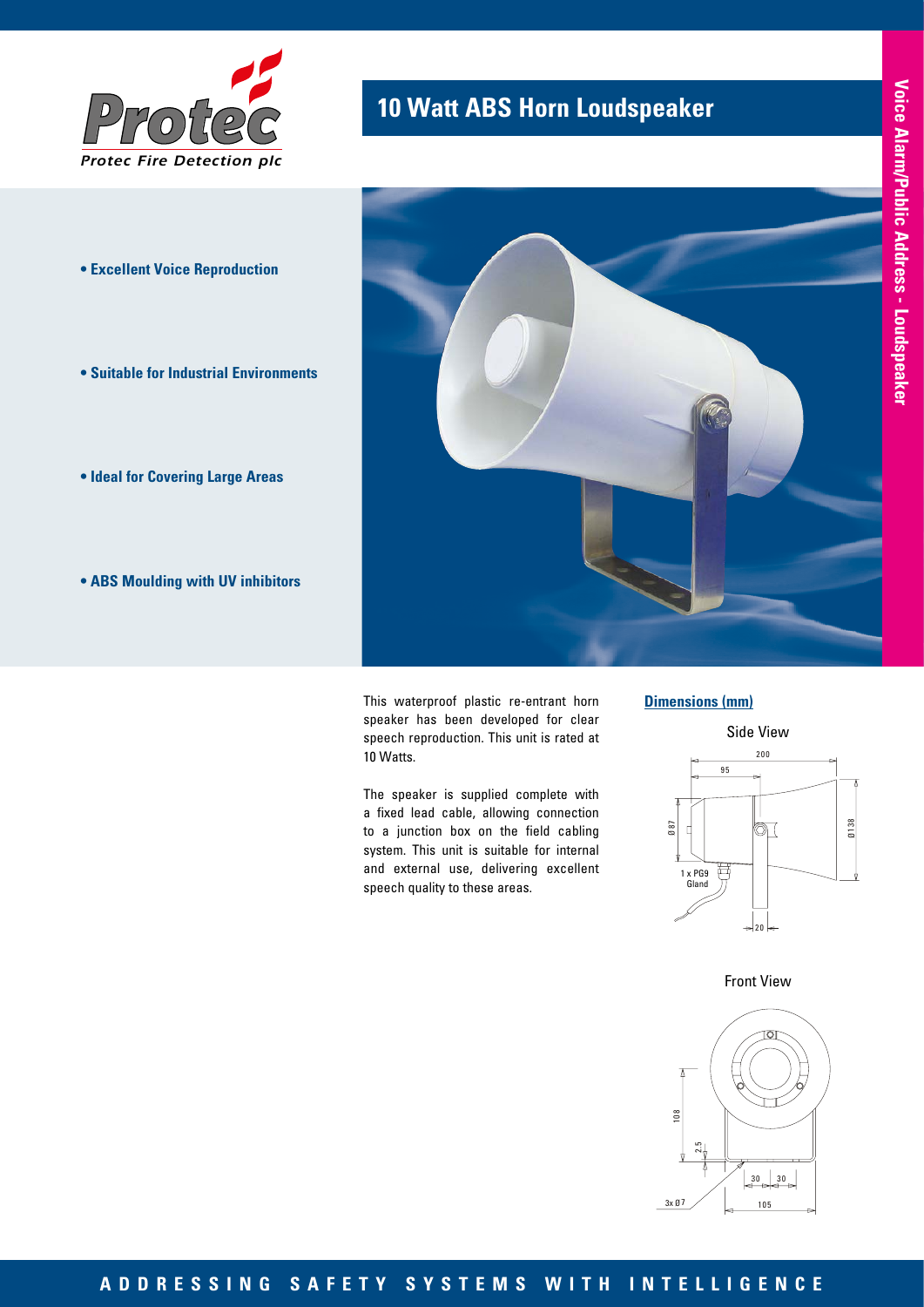Protec

*Protec Fire Detection plc*

# 10 Watt ABS Horn Loudspeaker

Voice Alarm/Public Address - Loudspeaker

- **Excellent Voice Reproduction**
- **Suitable for Industrial Environments**
- **Ideal for Covering Large Areas**
- **ABS Moulding with UV inhibitors**

This waterproof plastic re-entrant horn speaker has been developed for clear speech reproduction. This unit is rated at 10 Watts.

The speaker is supplied complete with a fixed lead cable, allowing connection to a junction box on the field cabling system. This unit is suitable for internal and external use, delivering excellent speech quality to these areas.

## Dimensions (mm)

Side View

200, 95, Ø 87, Ø 138, 1 x PG9 Gland, 20

Front View

108, 2.5, 30, 30, 3x Ø7, 105

**ADDRESSING SAFETY SYSTEMS WITH INTELLIGENCE**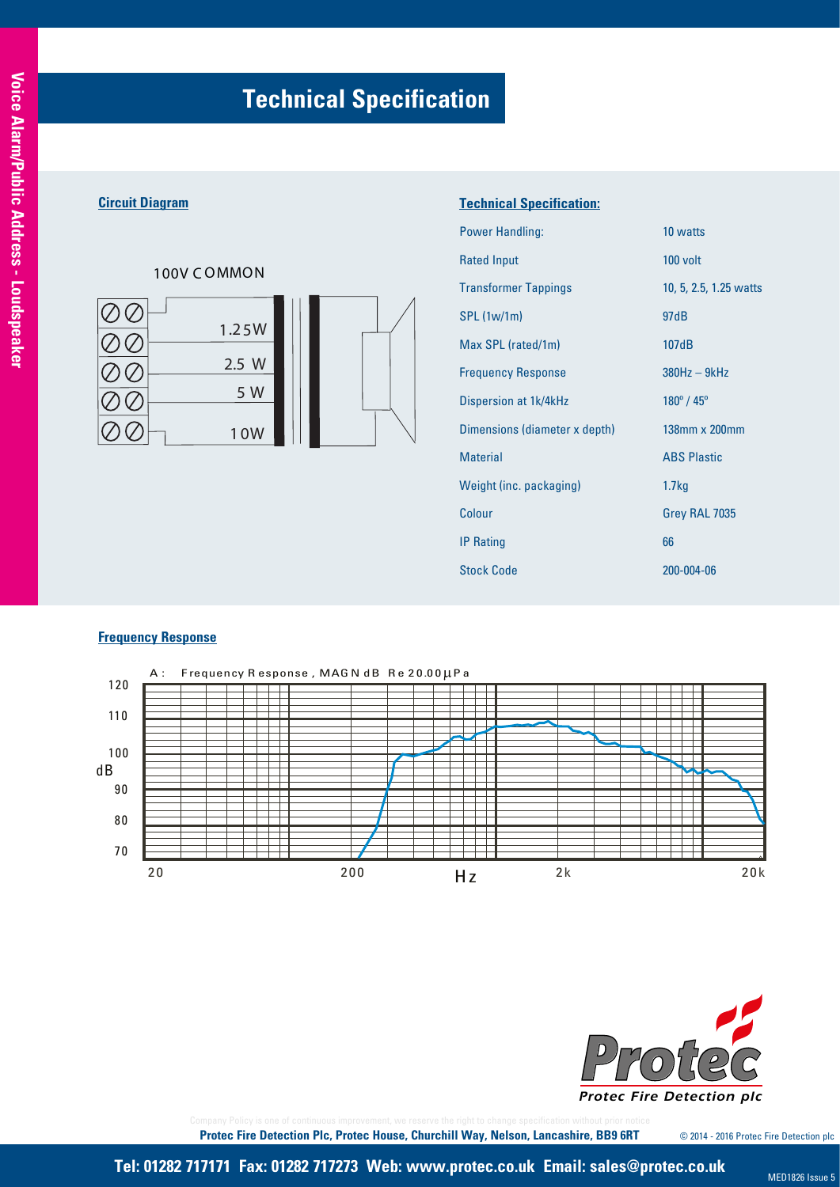# Technical Specification

### Circuit Diagram

100V COMMON

1.25W

2.5 W

5 W

10W

### Technical Specification:

| | |
|---|---|
| Power Handling: | 10 watts |
| Rated Input | 100 volt |
| Transformer Tappings | 10, 5, 2.5, 1.25 watts |
| SPL (1w/1m) | 97dB |
| Max SPL (rated/1m) | 107dB |
| Frequency Response | 380Hz – 9kHz |
| Dispersion at 1k/4kHz | 180º / 45º |
| Dimensions (diameter x depth) | 138mm x 200mm |
| Material | ABS Plastic |
| Weight (inc. packaging) | 1.7kg |
| Colour | Grey RAL 7035 |
| IP Rating | 66 |
| Stock Code | 200-004-06 |

### Frequency Response

A: Frequency Response, MAGN dB Re 20.00µPa

120
110
100
dB
90
80
70

20
200
Hz
2k
20k

Company Policy is one of continuous improvement, we reserve the right to change specification without prior notice

**Protec Fire Detection Plc, Protec House, Churchill Way, Nelson, Lancashire, BB9 6RT**

© 2014 - 2016 Protec Fire Detection plc

**Tel: 01282 717171 Fax: 01282 717273 Web: www.protec.co.uk Email: sales@protec.co.uk**

MED1826 Issue 5